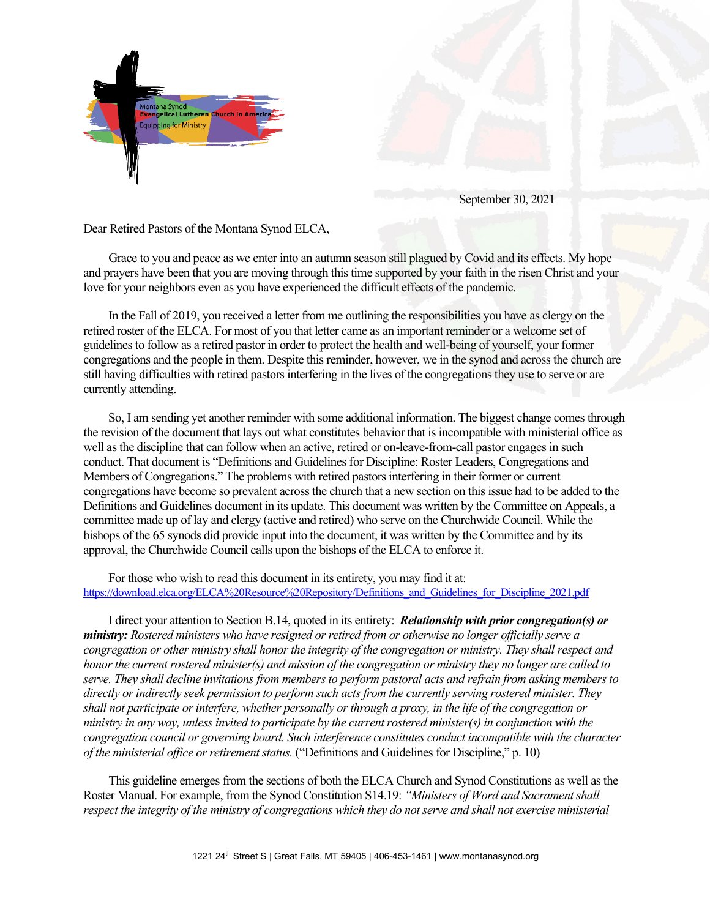Montana Synod
Evangelical Lutheran Church in America
Equipping for Ministry

September 30, 2021

Dear Retired Pastors of the Montana Synod ELCA,

Grace to you and peace as we enter into an autumn season still plagued by Covid and its effects. My hope and prayers have been that you are moving through this time supported by your faith in the risen Christ and your love for your neighbors even as you have experienced the difficult effects of the pandemic.

In the Fall of 2019, you received a letter from me outlining the responsibilities you have as clergy on the retired roster of the ELCA. For most of you that letter came as an important reminder or a welcome set of guidelines to follow as a retired pastor in order to protect the health and well-being of yourself, your former congregations and the people in them. Despite this reminder, however, we in the synod and across the church are still having difficulties with retired pastors interfering in the lives of the congregations they use to serve or are currently attending.

So, I am sending yet another reminder with some additional information. The biggest change comes through the revision of the document that lays out what constitutes behavior that is incompatible with ministerial office as well as the discipline that can follow when an active, retired or on-leave-from-call pastor engages in such conduct. That document is "Definitions and Guidelines for Discipline: Roster Leaders, Congregations and Members of Congregations." The problems with retired pastors interfering in their former or current congregations have become so prevalent across the church that a new section on this issue had to be added to the Definitions and Guidelines document in its update. This document was written by the Committee on Appeals, a committee made up of lay and clergy (active and retired) who serve on the Churchwide Council. While the bishops of the 65 synods did provide input into the document, it was written by the Committee and by its approval, the Churchwide Council calls upon the bishops of the ELCA to enforce it.

For those who wish to read this document in its entirety, you may find it at: https://download.elca.org/ELCA%20Resource%20Repository/Definitions_and_Guidelines_for_Discipline_2021.pdf

I direct your attention to Section B.14, quoted in its entirety: ***Relationship with prior congregation(s) or ministry:*** *Rostered ministers who have resigned or retired from or otherwise no longer officially serve a congregation or other ministry shall honor the integrity of the congregation or ministry. They shall respect and honor the current rostered minister(s) and mission of the congregation or ministry they no longer are called to serve. They shall decline invitations from members to perform pastoral acts and refrain from asking members to directly or indirectly seek permission to perform such acts from the currently serving rostered minister. They shall not participate or interfere, whether personally or through a proxy, in the life of the congregation or ministry in any way, unless invited to participate by the current rostered minister(s) in conjunction with the congregation council or governing board. Such interference constitutes conduct incompatible with the character of the ministerial office or retirement status.* ("Definitions and Guidelines for Discipline," p. 10)

This guideline emerges from the sections of both the ELCA Church and Synod Constitutions as well as the Roster Manual. For example, from the Synod Constitution S14.19: *"Ministers of Word and Sacrament shall respect the integrity of the ministry of congregations which they do not serve and shall not exercise ministerial*

1221 24th Street S | Great Falls, MT 59405 | 406-453-1461 | www.montanasynod.org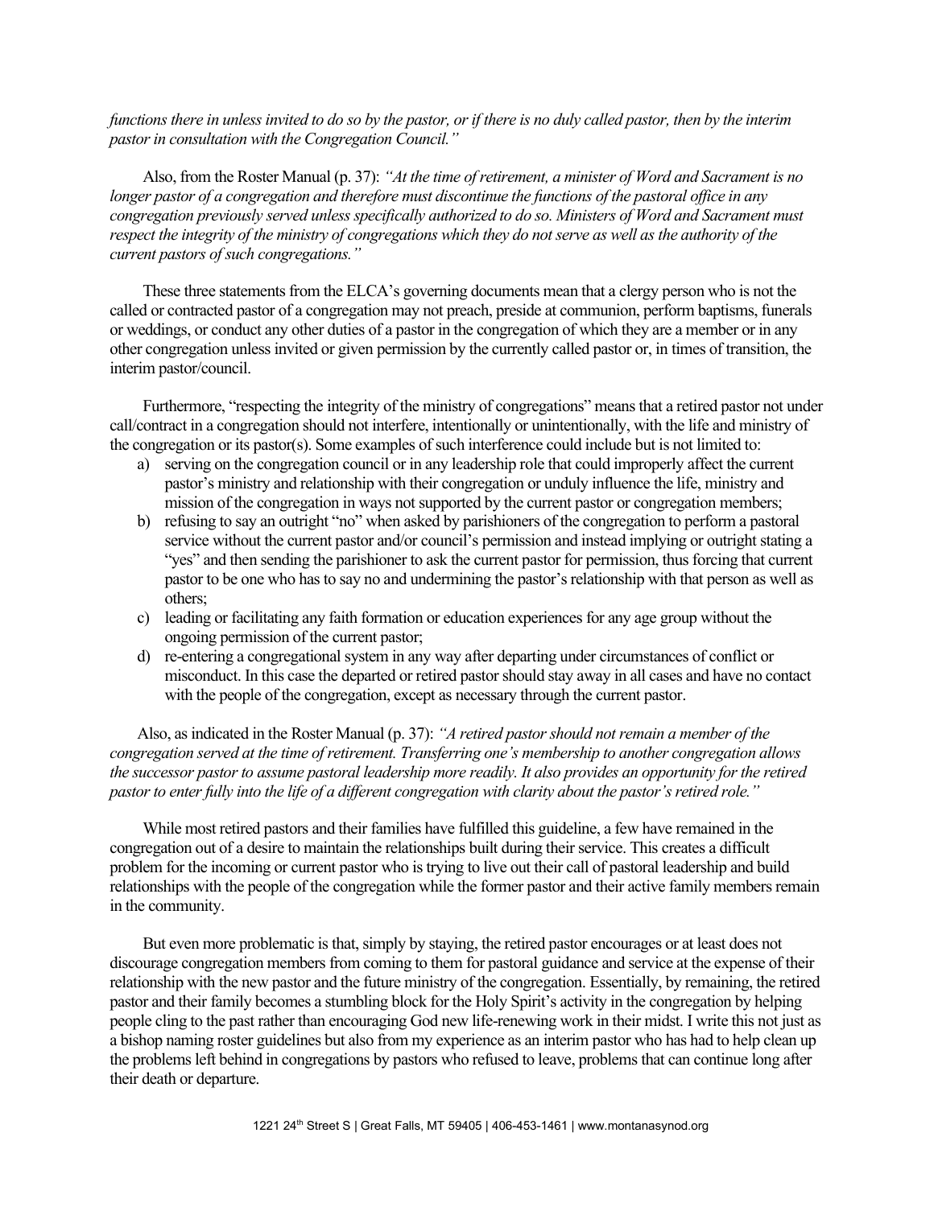*functions there in unless invited to do so by the pastor, or if there is no duly called pastor, then by the interim pastor in consultation with the Congregation Council."*

Also, from the Roster Manual (p. 37): *"At the time of retirement, a minister of Word and Sacrament is no longer pastor of a congregation and therefore must discontinue the functions of the pastoral office in any congregation previously served unless specifically authorized to do so. Ministers of Word and Sacrament must respect the integrity of the ministry of congregations which they do not serve as well as the authority of the current pastors of such congregations."*

These three statements from the ELCA's governing documents mean that a clergy person who is not the called or contracted pastor of a congregation may not preach, preside at communion, perform baptisms, funerals or weddings, or conduct any other duties of a pastor in the congregation of which they are a member or in any other congregation unless invited or given permission by the currently called pastor or, in times of transition, the interim pastor/council.

Furthermore, "respecting the integrity of the ministry of congregations" means that a retired pastor not under call/contract in a congregation should not interfere, intentionally or unintentionally, with the life and ministry of the congregation or its pastor(s). Some examples of such interference could include but is not limited to:

a) serving on the congregation council or in any leadership role that could improperly affect the current pastor's ministry and relationship with their congregation or unduly influence the life, ministry and mission of the congregation in ways not supported by the current pastor or congregation members;
b) refusing to say an outright "no" when asked by parishioners of the congregation to perform a pastoral service without the current pastor and/or council's permission and instead implying or outright stating a "yes" and then sending the parishioner to ask the current pastor for permission, thus forcing that current pastor to be one who has to say no and undermining the pastor's relationship with that person as well as others;
c) leading or facilitating any faith formation or education experiences for any age group without the ongoing permission of the current pastor;
d) re-entering a congregational system in any way after departing under circumstances of conflict or misconduct. In this case the departed or retired pastor should stay away in all cases and have no contact with the people of the congregation, except as necessary through the current pastor.

Also, as indicated in the Roster Manual (p. 37): *"A retired pastor should not remain a member of the congregation served at the time of retirement. Transferring one's membership to another congregation allows the successor pastor to assume pastoral leadership more readily. It also provides an opportunity for the retired pastor to enter fully into the life of a different congregation with clarity about the pastor's retired role."*

While most retired pastors and their families have fulfilled this guideline, a few have remained in the congregation out of a desire to maintain the relationships built during their service. This creates a difficult problem for the incoming or current pastor who is trying to live out their call of pastoral leadership and build relationships with the people of the congregation while the former pastor and their active family members remain in the community.

But even more problematic is that, simply by staying, the retired pastor encourages or at least does not discourage congregation members from coming to them for pastoral guidance and service at the expense of their relationship with the new pastor and the future ministry of the congregation. Essentially, by remaining, the retired pastor and their family becomes a stumbling block for the Holy Spirit's activity in the congregation by helping people cling to the past rather than encouraging God new life-renewing work in their midst. I write this not just as a bishop naming roster guidelines but also from my experience as an interim pastor who has had to help clean up the problems left behind in congregations by pastors who refused to leave, problems that can continue long after their death or departure.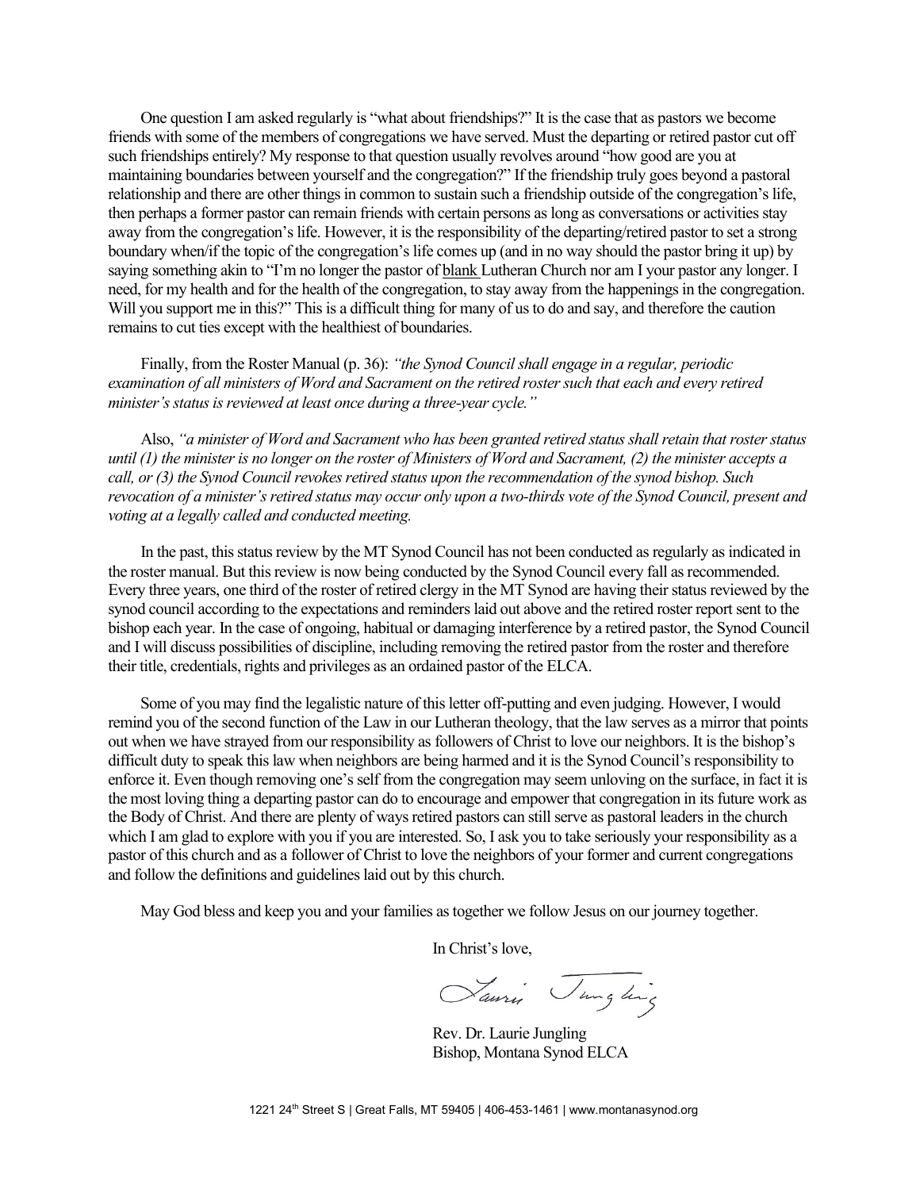One question I am asked regularly is "what about friendships?" It is the case that as pastors we become friends with some of the members of congregations we have served. Must the departing or retired pastor cut off such friendships entirely? My response to that question usually revolves around "how good are you at maintaining boundaries between yourself and the congregation?" If the friendship truly goes beyond a pastoral relationship and there are other things in common to sustain such a friendship outside of the congregation's life, then perhaps a former pastor can remain friends with certain persons as long as conversations or activities stay away from the congregation's life. However, it is the responsibility of the departing/retired pastor to set a strong boundary when/if the topic of the congregation's life comes up (and in no way should the pastor bring it up) by saying something akin to "I'm no longer the pastor of blank Lutheran Church nor am I your pastor any longer. I need, for my health and for the health of the congregation, to stay away from the happenings in the congregation. Will you support me in this?" This is a difficult thing for many of us to do and say, and therefore the caution remains to cut ties except with the healthiest of boundaries.

Finally, from the Roster Manual (p. 36): *"the Synod Council shall engage in a regular, periodic examination of all ministers of Word and Sacrament on the retired roster such that each and every retired minister's status is reviewed at least once during a three-year cycle."*

Also, *"a minister of Word and Sacrament who has been granted retired status shall retain that roster status until (1) the minister is no longer on the roster of Ministers of Word and Sacrament, (2) the minister accepts a call, or (3) the Synod Council revokes retired status upon the recommendation of the synod bishop. Such revocation of a minister's retired status may occur only upon a two-thirds vote of the Synod Council, present and voting at a legally called and conducted meeting.*

In the past, this status review by the MT Synod Council has not been conducted as regularly as indicated in the roster manual. But this review is now being conducted by the Synod Council every fall as recommended. Every three years, one third of the roster of retired clergy in the MT Synod are having their status reviewed by the synod council according to the expectations and reminders laid out above and the retired roster report sent to the bishop each year. In the case of ongoing, habitual or damaging interference by a retired pastor, the Synod Council and I will discuss possibilities of discipline, including removing the retired pastor from the roster and therefore their title, credentials, rights and privileges as an ordained pastor of the ELCA.

Some of you may find the legalistic nature of this letter off-putting and even judging. However, I would remind you of the second function of the Law in our Lutheran theology, that the law serves as a mirror that points out when we have strayed from our responsibility as followers of Christ to love our neighbors. It is the bishop's difficult duty to speak this law when neighbors are being harmed and it is the Synod Council's responsibility to enforce it. Even though removing one's self from the congregation may seem unloving on the surface, in fact it is the most loving thing a departing pastor can do to encourage and empower that congregation in its future work as the Body of Christ. And there are plenty of ways retired pastors can still serve as pastoral leaders in the church which I am glad to explore with you if you are interested. So, I ask you to take seriously your responsibility as a pastor of this church and as a follower of Christ to love the neighbors of your former and current congregations and follow the definitions and guidelines laid out by this church.

May God bless and keep you and your families as together we follow Jesus on our journey together.

In Christ's love,

Laurie Jungling

Rev. Dr. Laurie Jungling
Bishop, Montana Synod ELCA

1221 24th Street S | Great Falls, MT 59405 | 406-453-1461 | www.montanasynod.org